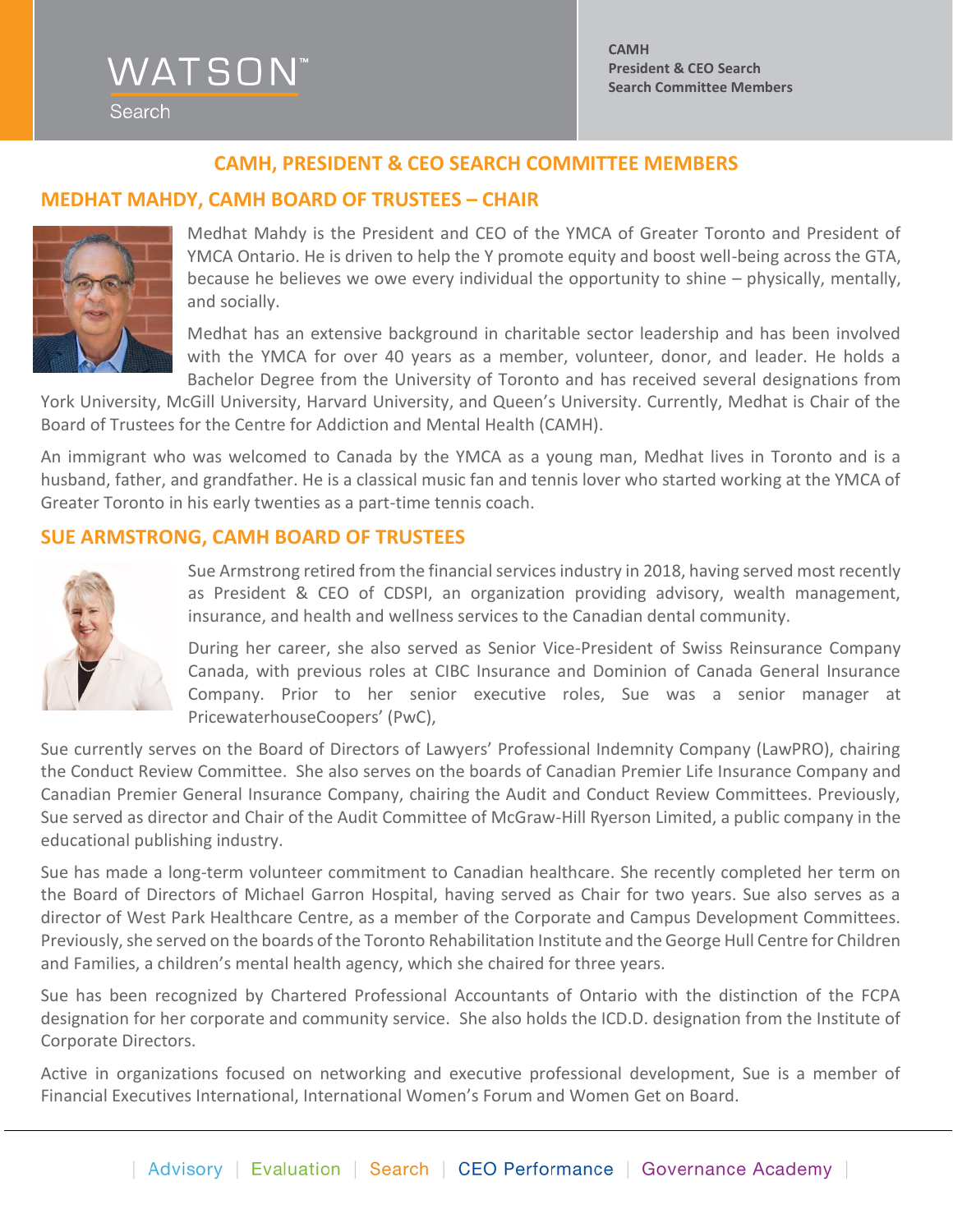# CAMH, PRESIDENT & CEO SEARCH COMMITTEE MEMBERS

## MEDHAT MAHDY, CAMH BOARD OF TRUSTEES – CHAIR

Medhat Mahdy is the President and CEO of the YMCA of Greater Toronto and President of YMCA Ontario. He is driven to help the Y promote equity and boost well-being across the GTA, because he believes we owe every individual the opportunity to shine – physically, mentally, and socially.

Medhat has an extensive background in charitable sector leadership and has been involved with the YMCA for over 40 years as a member, volunteer, donor, and leader. He holds a Bachelor Degree from the University of Toronto and has received several designations from York University, McGill University, Harvard University, and Queen's University. Currently, Medhat is Chair of the Board of Trustees for the Centre for Addiction and Mental Health (CAMH).

An immigrant who was welcomed to Canada by the YMCA as a young man, Medhat lives in Toronto and is a husband, father, and grandfather. He is a classical music fan and tennis lover who started working at the YMCA of Greater Toronto in his early twenties as a part-time tennis coach.

## SUE ARMSTRONG, CAMH BOARD OF TRUSTEES

Sue Armstrong retired from the financial services industry in 2018, having served most recently as President & CEO of CDSPI, an organization providing advisory, wealth management, insurance, and health and wellness services to the Canadian dental community.

During her career, she also served as Senior Vice-President of Swiss Reinsurance Company Canada, with previous roles at CIBC Insurance and Dominion of Canada General Insurance Company. Prior to her senior executive roles, Sue was a senior manager at PricewaterhouseCoopers' (PwC),

Sue currently serves on the Board of Directors of Lawyers' Professional Indemnity Company (LawPRO), chairing the Conduct Review Committee. She also serves on the boards of Canadian Premier Life Insurance Company and Canadian Premier General Insurance Company, chairing the Audit and Conduct Review Committees. Previously, Sue served as director and Chair of the Audit Committee of McGraw-Hill Ryerson Limited, a public company in the educational publishing industry.

Sue has made a long-term volunteer commitment to Canadian healthcare. She recently completed her term on the Board of Directors of Michael Garron Hospital, having served as Chair for two years. Sue also serves as a director of West Park Healthcare Centre, as a member of the Corporate and Campus Development Committees. Previously, she served on the boards of the Toronto Rehabilitation Institute and the George Hull Centre for Children and Families, a children's mental health agency, which she chaired for three years.

Sue has been recognized by Chartered Professional Accountants of Ontario with the distinction of the FCPA designation for her corporate and community service. She also holds the ICD.D. designation from the Institute of Corporate Directors.

Active in organizations focused on networking and executive professional development, Sue is a member of Financial Executives International, International Women's Forum and Women Get on Board.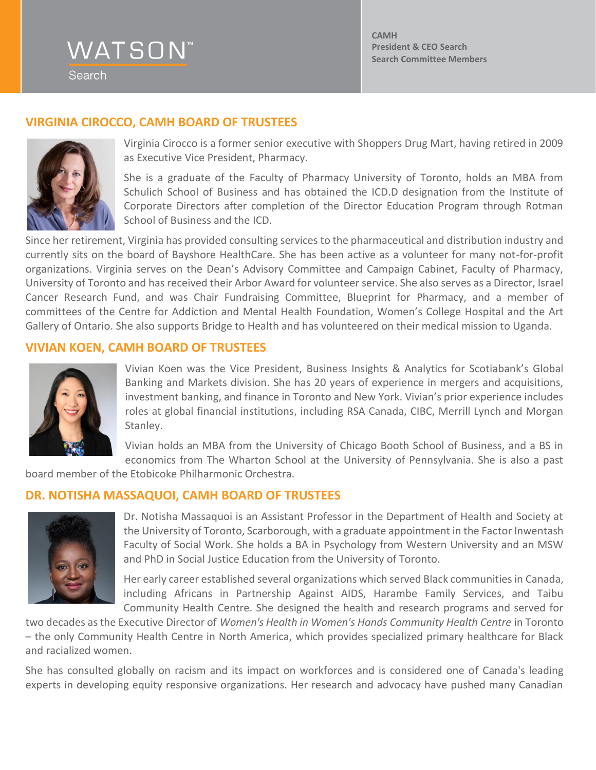## VIRGINIA CIROCCO, CAMH BOARD OF TRUSTEES

Virginia Cirocco is a former senior executive with Shoppers Drug Mart, having retired in 2009 as Executive Vice President, Pharmacy.

She is a graduate of the Faculty of Pharmacy University of Toronto, holds an MBA from Schulich School of Business and has obtained the ICD.D designation from the Institute of Corporate Directors after completion of the Director Education Program through Rotman School of Business and the ICD.

Since her retirement, Virginia has provided consulting services to the pharmaceutical and distribution industry and currently sits on the board of Bayshore HealthCare. She has been active as a volunteer for many not-for-profit organizations. Virginia serves on the Dean's Advisory Committee and Campaign Cabinet, Faculty of Pharmacy, University of Toronto and has received their Arbor Award for volunteer service. She also serves as a Director, Israel Cancer Research Fund, and was Chair Fundraising Committee, Blueprint for Pharmacy, and a member of committees of the Centre for Addiction and Mental Health Foundation, Women's College Hospital and the Art Gallery of Ontario. She also supports Bridge to Health and has volunteered on their medical mission to Uganda.

## VIVIAN KOEN, CAMH BOARD OF TRUSTEES

Vivian Koen was the Vice President, Business Insights & Analytics for Scotiabank's Global Banking and Markets division. She has 20 years of experience in mergers and acquisitions, investment banking, and finance in Toronto and New York. Vivian's prior experience includes roles at global financial institutions, including RSA Canada, CIBC, Merrill Lynch and Morgan Stanley.

Vivian holds an MBA from the University of Chicago Booth School of Business, and a BS in economics from The Wharton School at the University of Pennsylvania. She is also a past board member of the Etobicoke Philharmonic Orchestra.

## DR. NOTISHA MASSAQUOI, CAMH BOARD OF TRUSTEES

Dr. Notisha Massaquoi is an Assistant Professor in the Department of Health and Society at the University of Toronto, Scarborough, with a graduate appointment in the Factor Inwentash Faculty of Social Work. She holds a BA in Psychology from Western University and an MSW and PhD in Social Justice Education from the University of Toronto.

Her early career established several organizations which served Black communities in Canada, including Africans in Partnership Against AIDS, Harambe Family Services, and Taibu Community Health Centre. She designed the health and research programs and served for two decades as the Executive Director of *Women's Health in Women's Hands Community Health Centre* in Toronto – the only Community Health Centre in North America, which provides specialized primary healthcare for Black and racialized women.

She has consulted globally on racism and its impact on workforces and is considered one of Canada's leading experts in developing equity responsive organizations. Her research and advocacy have pushed many Canadian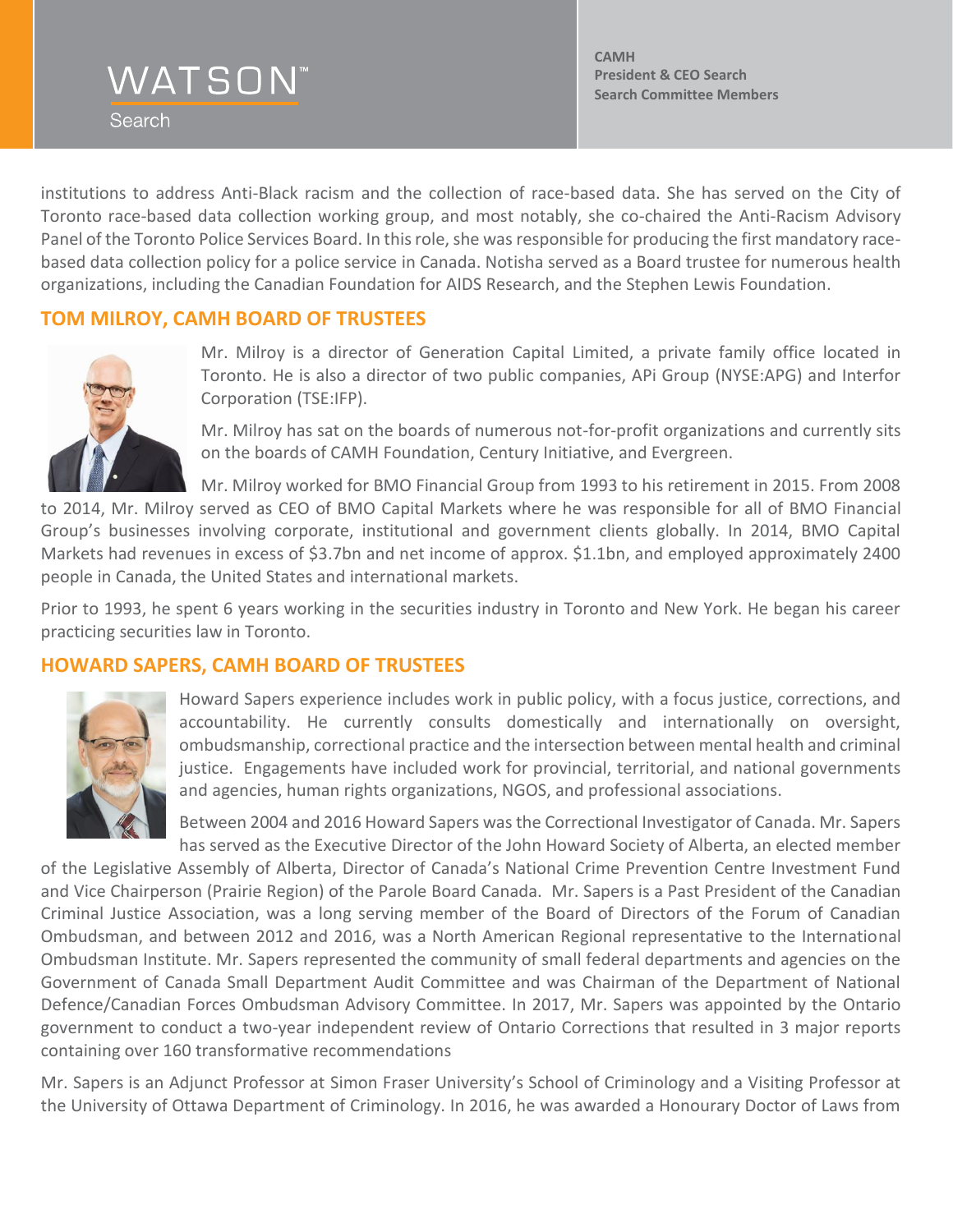institutions to address Anti-Black racism and the collection of race-based data. She has served on the City of Toronto race-based data collection working group, and most notably, she co-chaired the Anti-Racism Advisory Panel of the Toronto Police Services Board. In this role, she was responsible for producing the first mandatory race-based data collection policy for a police service in Canada. Notisha served as a Board trustee for numerous health organizations, including the Canadian Foundation for AIDS Research, and the Stephen Lewis Foundation.

## TOM MILROY, CAMH BOARD OF TRUSTEES

Mr. Milroy is a director of Generation Capital Limited, a private family office located in Toronto. He is also a director of two public companies, APi Group (NYSE:APG) and Interfor Corporation (TSE:IFP).

Mr. Milroy has sat on the boards of numerous not-for-profit organizations and currently sits on the boards of CAMH Foundation, Century Initiative, and Evergreen.

Mr. Milroy worked for BMO Financial Group from 1993 to his retirement in 2015. From 2008 to 2014, Mr. Milroy served as CEO of BMO Capital Markets where he was responsible for all of BMO Financial Group's businesses involving corporate, institutional and government clients globally. In 2014, BMO Capital Markets had revenues in excess of $3.7bn and net income of approx. $1.1bn, and employed approximately 2400 people in Canada, the United States and international markets.

Prior to 1993, he spent 6 years working in the securities industry in Toronto and New York. He began his career practicing securities law in Toronto.

## HOWARD SAPERS, CAMH BOARD OF TRUSTEES

Howard Sapers experience includes work in public policy, with a focus justice, corrections, and accountability. He currently consults domestically and internationally on oversight, ombudsmanship, correctional practice and the intersection between mental health and criminal justice. Engagements have included work for provincial, territorial, and national governments and agencies, human rights organizations, NGOS, and professional associations.

Between 2004 and 2016 Howard Sapers was the Correctional Investigator of Canada. Mr. Sapers has served as the Executive Director of the John Howard Society of Alberta, an elected member of the Legislative Assembly of Alberta, Director of Canada's National Crime Prevention Centre Investment Fund and Vice Chairperson (Prairie Region) of the Parole Board Canada. Mr. Sapers is a Past President of the Canadian Criminal Justice Association, was a long serving member of the Board of Directors of the Forum of Canadian Ombudsman, and between 2012 and 2016, was a North American Regional representative to the International Ombudsman Institute. Mr. Sapers represented the community of small federal departments and agencies on the Government of Canada Small Department Audit Committee and was Chairman of the Department of National Defence/Canadian Forces Ombudsman Advisory Committee. In 2017, Mr. Sapers was appointed by the Ontario government to conduct a two-year independent review of Ontario Corrections that resulted in 3 major reports containing over 160 transformative recommendations

Mr. Sapers is an Adjunct Professor at Simon Fraser University's School of Criminology and a Visiting Professor at the University of Ottawa Department of Criminology. In 2016, he was awarded a Honourary Doctor of Laws from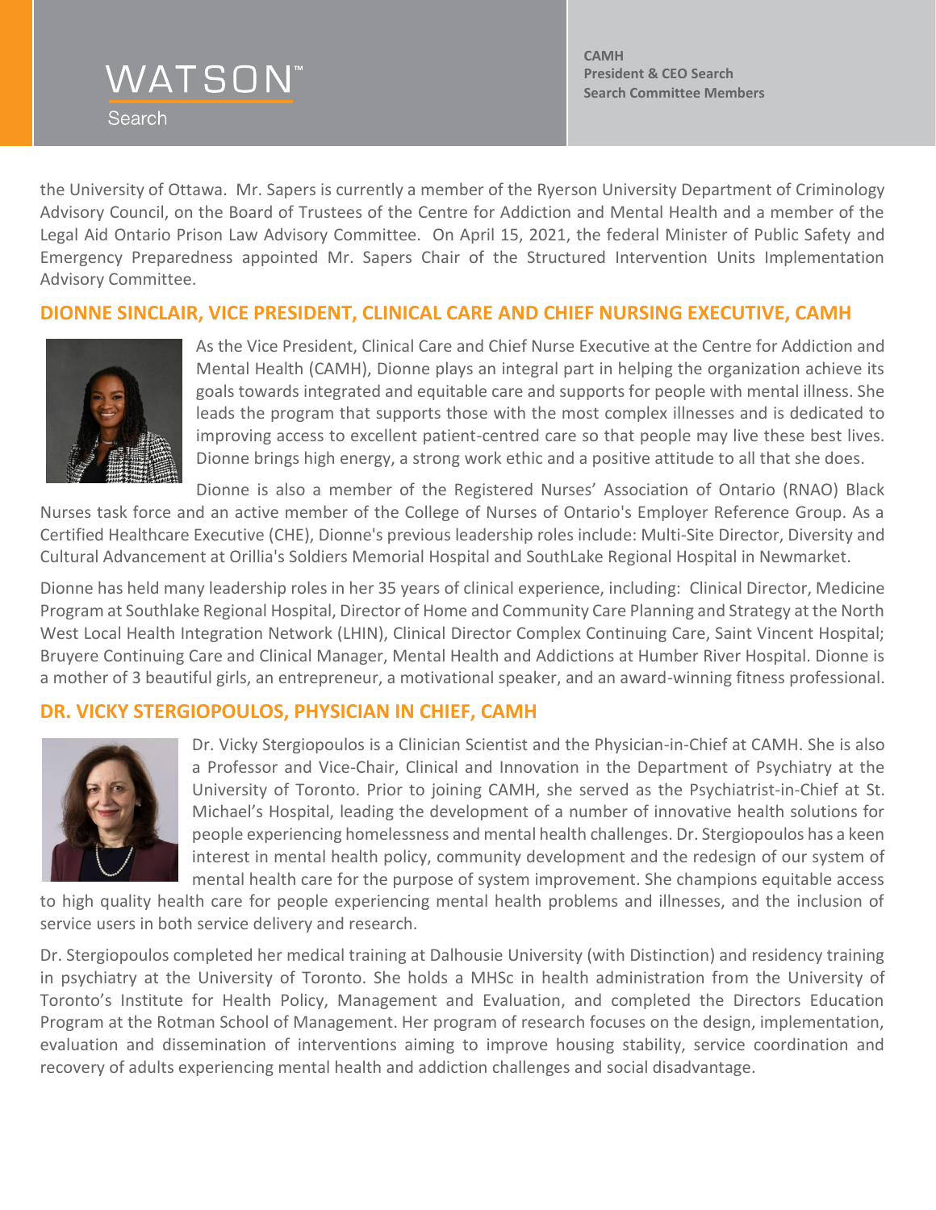the University of Ottawa. Mr. Sapers is currently a member of the Ryerson University Department of Criminology Advisory Council, on the Board of Trustees of the Centre for Addiction and Mental Health and a member of the Legal Aid Ontario Prison Law Advisory Committee. On April 15, 2021, the federal Minister of Public Safety and Emergency Preparedness appointed Mr. Sapers Chair of the Structured Intervention Units Implementation Advisory Committee.

## DIONNE SINCLAIR, VICE PRESIDENT, CLINICAL CARE AND CHIEF NURSING EXECUTIVE, CAMH

As the Vice President, Clinical Care and Chief Nurse Executive at the Centre for Addiction and Mental Health (CAMH), Dionne plays an integral part in helping the organization achieve its goals towards integrated and equitable care and supports for people with mental illness. She leads the program that supports those with the most complex illnesses and is dedicated to improving access to excellent patient-centred care so that people may live these best lives. Dionne brings high energy, a strong work ethic and a positive attitude to all that she does.

Dionne is also a member of the Registered Nurses' Association of Ontario (RNAO) Black Nurses task force and an active member of the College of Nurses of Ontario's Employer Reference Group. As a Certified Healthcare Executive (CHE), Dionne's previous leadership roles include: Multi-Site Director, Diversity and Cultural Advancement at Orillia's Soldiers Memorial Hospital and SouthLake Regional Hospital in Newmarket.

Dionne has held many leadership roles in her 35 years of clinical experience, including: Clinical Director, Medicine Program at Southlake Regional Hospital, Director of Home and Community Care Planning and Strategy at the North West Local Health Integration Network (LHIN), Clinical Director Complex Continuing Care, Saint Vincent Hospital; Bruyere Continuing Care and Clinical Manager, Mental Health and Addictions at Humber River Hospital. Dionne is a mother of 3 beautiful girls, an entrepreneur, a motivational speaker, and an award-winning fitness professional.

## DR. VICKY STERGIOPOULOS, PHYSICIAN IN CHIEF, CAMH

Dr. Vicky Stergiopoulos is a Clinician Scientist and the Physician-in-Chief at CAMH. She is also a Professor and Vice-Chair, Clinical and Innovation in the Department of Psychiatry at the University of Toronto. Prior to joining CAMH, she served as the Psychiatrist-in-Chief at St. Michael's Hospital, leading the development of a number of innovative health solutions for people experiencing homelessness and mental health challenges. Dr. Stergiopoulos has a keen interest in mental health policy, community development and the redesign of our system of mental health care for the purpose of system improvement. She champions equitable access to high quality health care for people experiencing mental health problems and illnesses, and the inclusion of service users in both service delivery and research.

Dr. Stergiopoulos completed her medical training at Dalhousie University (with Distinction) and residency training in psychiatry at the University of Toronto. She holds a MHSc in health administration from the University of Toronto's Institute for Health Policy, Management and Evaluation, and completed the Directors Education Program at the Rotman School of Management. Her program of research focuses on the design, implementation, evaluation and dissemination of interventions aiming to improve housing stability, service coordination and recovery of adults experiencing mental health and addiction challenges and social disadvantage.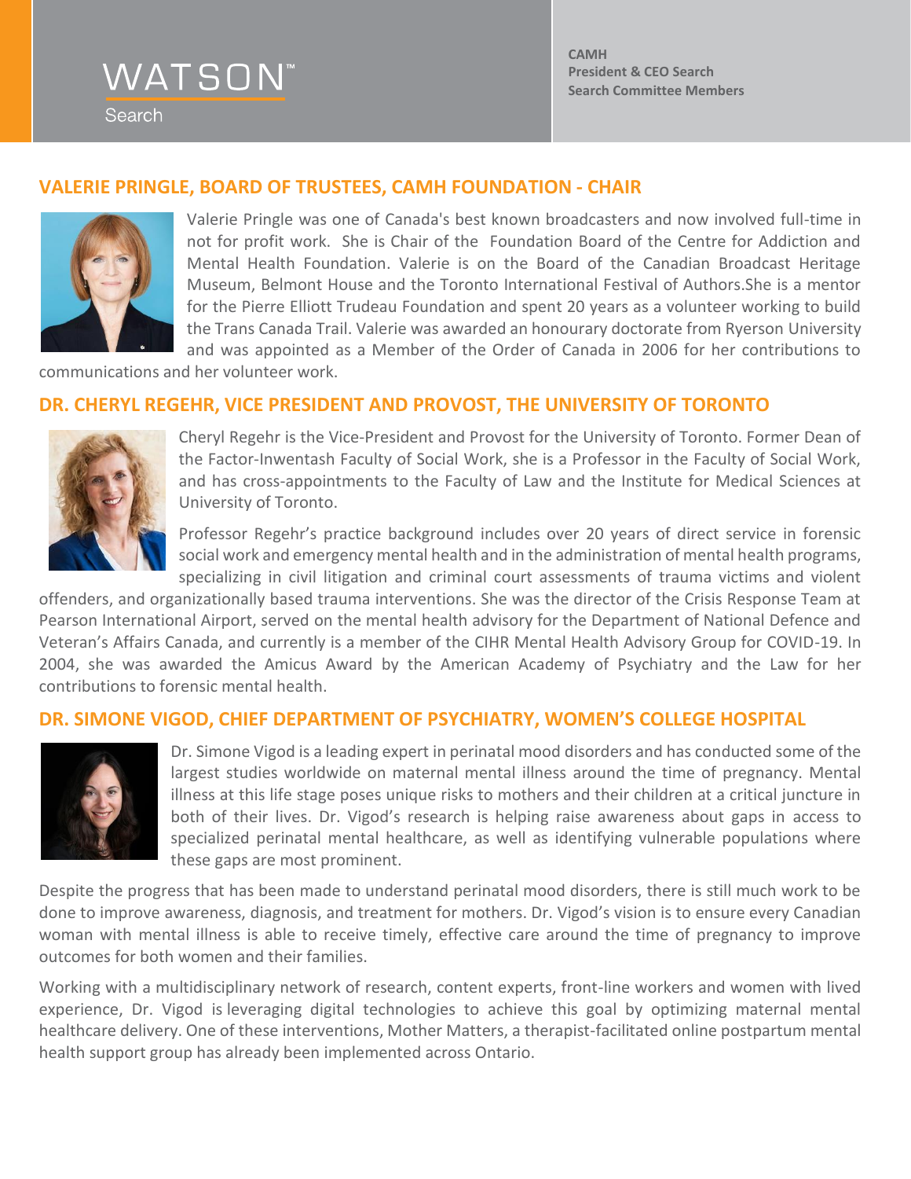## VALERIE PRINGLE, BOARD OF TRUSTEES, CAMH FOUNDATION - CHAIR

Valerie Pringle was one of Canada's best known broadcasters and now involved full-time in not for profit work. She is Chair of the Foundation Board of the Centre for Addiction and Mental Health Foundation. Valerie is on the Board of the Canadian Broadcast Heritage Museum, Belmont House and the Toronto International Festival of Authors.She is a mentor for the Pierre Elliott Trudeau Foundation and spent 20 years as a volunteer working to build the Trans Canada Trail. Valerie was awarded an honourary doctorate from Ryerson University and was appointed as a Member of the Order of Canada in 2006 for her contributions to communications and her volunteer work.

## DR. CHERYL REGEHR, VICE PRESIDENT AND PROVOST, THE UNIVERSITY OF TORONTO

Cheryl Regehr is the Vice-President and Provost for the University of Toronto. Former Dean of the Factor-Inwentash Faculty of Social Work, she is a Professor in the Faculty of Social Work, and has cross-appointments to the Faculty of Law and the Institute for Medical Sciences at University of Toronto.

Professor Regehr's practice background includes over 20 years of direct service in forensic social work and emergency mental health and in the administration of mental health programs, specializing in civil litigation and criminal court assessments of trauma victims and violent offenders, and organizationally based trauma interventions. She was the director of the Crisis Response Team at Pearson International Airport, served on the mental health advisory for the Department of National Defence and Veteran's Affairs Canada, and currently is a member of the CIHR Mental Health Advisory Group for COVID-19. In 2004, she was awarded the Amicus Award by the American Academy of Psychiatry and the Law for her contributions to forensic mental health.

## DR. SIMONE VIGOD, CHIEF DEPARTMENT OF PSYCHIATRY, WOMEN'S COLLEGE HOSPITAL

Dr. Simone Vigod is a leading expert in perinatal mood disorders and has conducted some of the largest studies worldwide on maternal mental illness around the time of pregnancy. Mental illness at this life stage poses unique risks to mothers and their children at a critical juncture in both of their lives. Dr. Vigod's research is helping raise awareness about gaps in access to specialized perinatal mental healthcare, as well as identifying vulnerable populations where these gaps are most prominent.

Despite the progress that has been made to understand perinatal mood disorders, there is still much work to be done to improve awareness, diagnosis, and treatment for mothers. Dr. Vigod's vision is to ensure every Canadian woman with mental illness is able to receive timely, effective care around the time of pregnancy to improve outcomes for both women and their families.

Working with a multidisciplinary network of research, content experts, front-line workers and women with lived experience, Dr. Vigod is leveraging digital technologies to achieve this goal by optimizing maternal mental healthcare delivery. One of these interventions, Mother Matters, a therapist-facilitated online postpartum mental health support group has already been implemented across Ontario.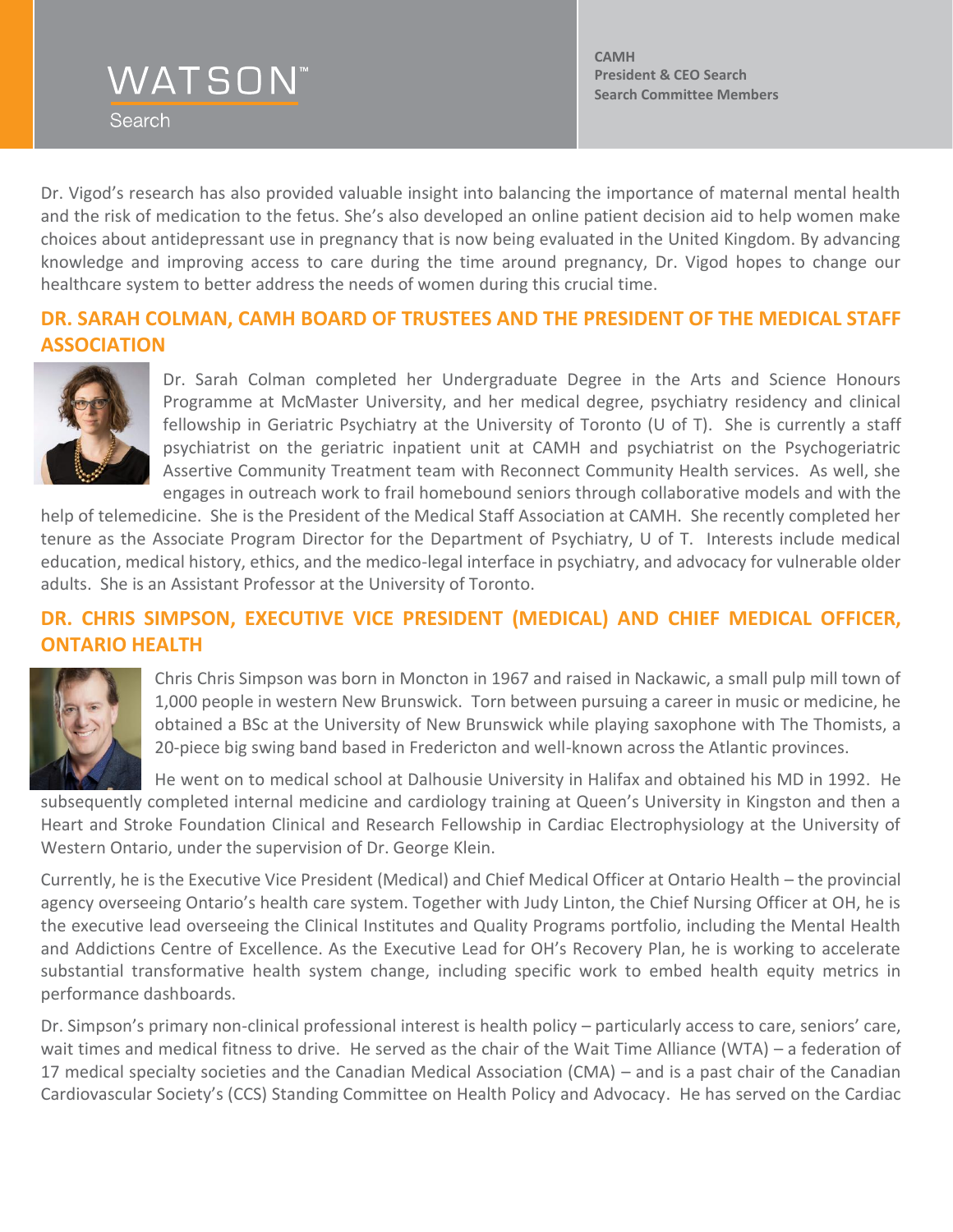Dr. Vigod's research has also provided valuable insight into balancing the importance of maternal mental health and the risk of medication to the fetus. She's also developed an online patient decision aid to help women make choices about antidepressant use in pregnancy that is now being evaluated in the United Kingdom. By advancing knowledge and improving access to care during the time around pregnancy, Dr. Vigod hopes to change our healthcare system to better address the needs of women during this crucial time.

## DR. SARAH COLMAN, CAMH BOARD OF TRUSTEES AND THE PRESIDENT OF THE MEDICAL STAFF ASSOCIATION

Dr. Sarah Colman completed her Undergraduate Degree in the Arts and Science Honours Programme at McMaster University, and her medical degree, psychiatry residency and clinical fellowship in Geriatric Psychiatry at the University of Toronto (U of T). She is currently a staff psychiatrist on the geriatric inpatient unit at CAMH and psychiatrist on the Psychogeriatric Assertive Community Treatment team with Reconnect Community Health services. As well, she engages in outreach work to frail homebound seniors through collaborative models and with the help of telemedicine. She is the President of the Medical Staff Association at CAMH. She recently completed her tenure as the Associate Program Director for the Department of Psychiatry, U of T. Interests include medical education, medical history, ethics, and the medico-legal interface in psychiatry, and advocacy for vulnerable older adults. She is an Assistant Professor at the University of Toronto.

## DR. CHRIS SIMPSON, EXECUTIVE VICE PRESIDENT (MEDICAL) AND CHIEF MEDICAL OFFICER, ONTARIO HEALTH

Chris Chris Simpson was born in Moncton in 1967 and raised in Nackawic, a small pulp mill town of 1,000 people in western New Brunswick. Torn between pursuing a career in music or medicine, he obtained a BSc at the University of New Brunswick while playing saxophone with The Thomists, a 20-piece big swing band based in Fredericton and well-known across the Atlantic provinces.

He went on to medical school at Dalhousie University in Halifax and obtained his MD in 1992. He subsequently completed internal medicine and cardiology training at Queen's University in Kingston and then a Heart and Stroke Foundation Clinical and Research Fellowship in Cardiac Electrophysiology at the University of Western Ontario, under the supervision of Dr. George Klein.

Currently, he is the Executive Vice President (Medical) and Chief Medical Officer at Ontario Health – the provincial agency overseeing Ontario's health care system. Together with Judy Linton, the Chief Nursing Officer at OH, he is the executive lead overseeing the Clinical Institutes and Quality Programs portfolio, including the Mental Health and Addictions Centre of Excellence. As the Executive Lead for OH's Recovery Plan, he is working to accelerate substantial transformative health system change, including specific work to embed health equity metrics in performance dashboards.

Dr. Simpson's primary non-clinical professional interest is health policy – particularly access to care, seniors' care, wait times and medical fitness to drive. He served as the chair of the Wait Time Alliance (WTA) – a federation of 17 medical specialty societies and the Canadian Medical Association (CMA) – and is a past chair of the Canadian Cardiovascular Society's (CCS) Standing Committee on Health Policy and Advocacy. He has served on the Cardiac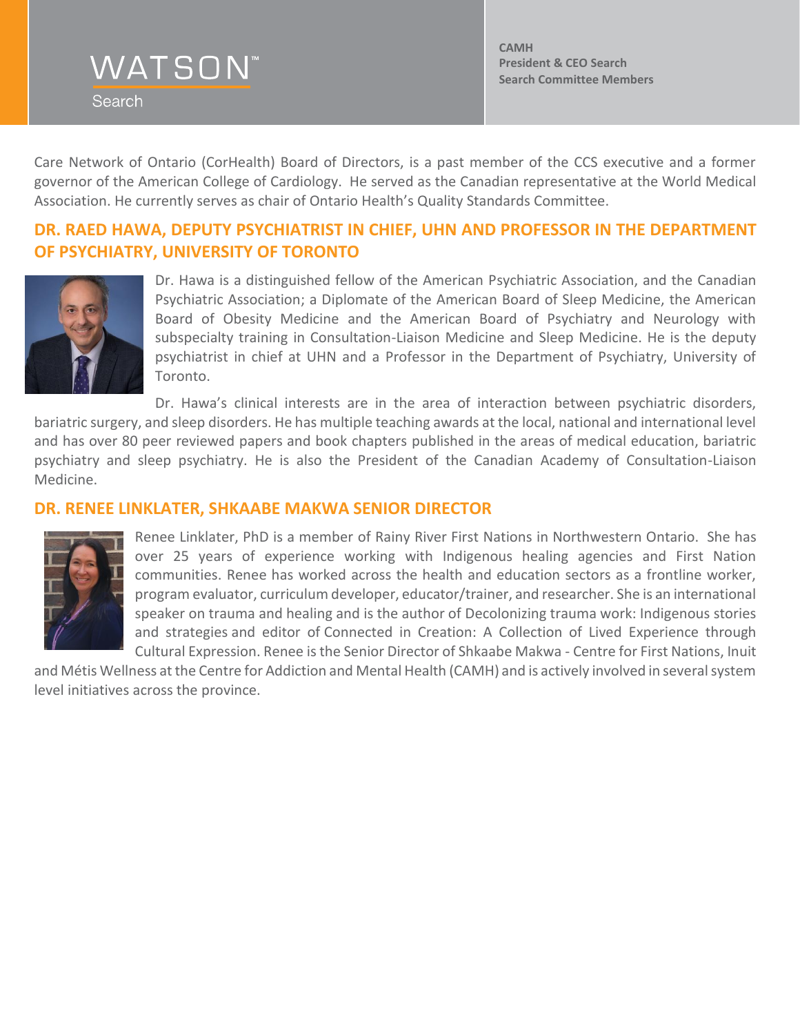Care Network of Ontario (CorHealth) Board of Directors, is a past member of the CCS executive and a former governor of the American College of Cardiology. He served as the Canadian representative at the World Medical Association. He currently serves as chair of Ontario Health's Quality Standards Committee.

## DR. RAED HAWA, DEPUTY PSYCHIATRIST IN CHIEF, UHN AND PROFESSOR IN THE DEPARTMENT OF PSYCHIATRY, UNIVERSITY OF TORONTO

Dr. Hawa is a distinguished fellow of the American Psychiatric Association, and the Canadian Psychiatric Association; a Diplomate of the American Board of Sleep Medicine, the American Board of Obesity Medicine and the American Board of Psychiatry and Neurology with subspecialty training in Consultation-Liaison Medicine and Sleep Medicine. He is the deputy psychiatrist in chief at UHN and a Professor in the Department of Psychiatry, University of Toronto.

Dr. Hawa's clinical interests are in the area of interaction between psychiatric disorders, bariatric surgery, and sleep disorders. He has multiple teaching awards at the local, national and international level and has over 80 peer reviewed papers and book chapters published in the areas of medical education, bariatric psychiatry and sleep psychiatry. He is also the President of the Canadian Academy of Consultation-Liaison Medicine.

## DR. RENEE LINKLATER, SHKAABE MAKWA SENIOR DIRECTOR

Renee Linklater, PhD is a member of Rainy River First Nations in Northwestern Ontario. She has over 25 years of experience working with Indigenous healing agencies and First Nation communities. Renee has worked across the health and education sectors as a frontline worker, program evaluator, curriculum developer, educator/trainer, and researcher. She is an international speaker on trauma and healing and is the author of Decolonizing trauma work: Indigenous stories and strategies and editor of Connected in Creation: A Collection of Lived Experience through Cultural Expression. Renee is the Senior Director of Shkaabe Makwa - Centre for First Nations, Inuit and Métis Wellness at the Centre for Addiction and Mental Health (CAMH) and is actively involved in several system level initiatives across the province.